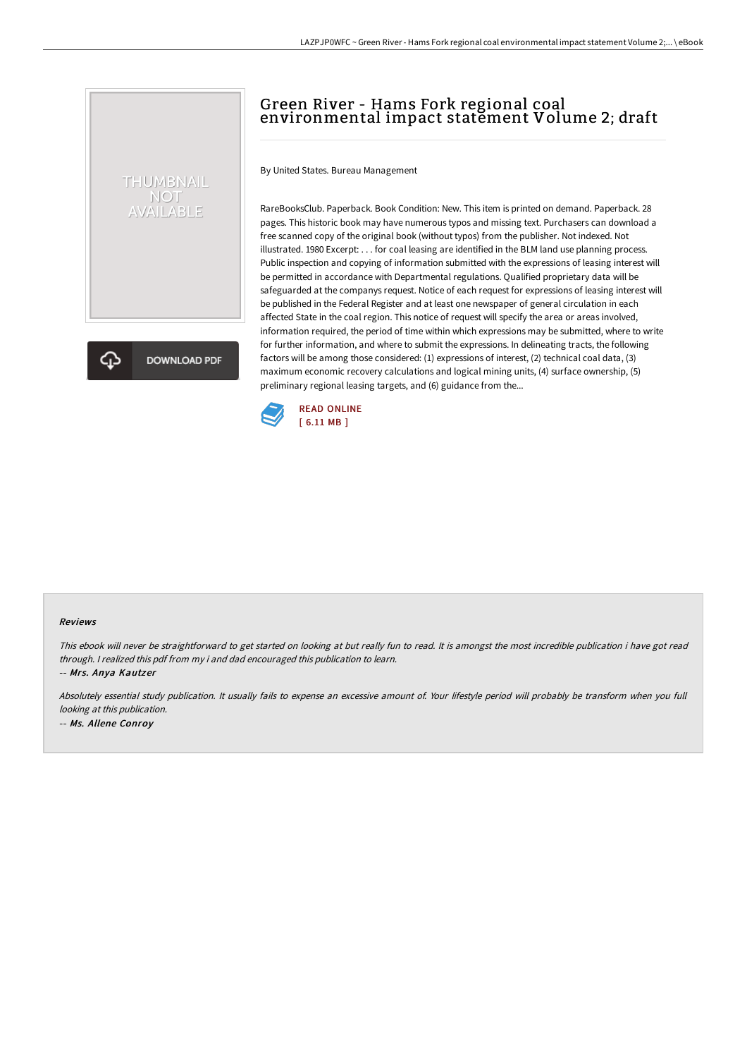# Green River - Hams Fork regional coal environmental impact statement Volume 2; draft

By United States. Bureau Management

RareBooksClub. Paperback. Book Condition: New. This item is printed on demand. Paperback. 28 pages. This historic book may have numerous typos and missing text. Purchasers can download a free scanned copy of the original book (without typos) from the publisher. Not indexed. Not illustrated. 1980 Excerpt: . . . for coal leasing are identified in the BLM land use planning process. Public inspection and copying of information submitted with the expressions of leasing interest will be permitted in accordance with Departmental regulations. Qualified proprietary data will be safeguarded at the companys request. Notice of each request for expressions of leasing interest will be published in the Federal Register and at least one newspaper of general circulation in each affected State in the coal region. This notice of request will specify the area or areas involved, information required, the period of time within which expressions may be submitted, where to write for further information, and where to submit the expressions. In delineating tracts, the following factors will be among those considered: (1) expressions of interest, (2) technical coal data, (3) maximum economic recovery calculations and logical mining units, (4) surface ownership, (5) preliminary regional leasing targets, and (6) guidance from the...

READ ONLINE
[ 6.11 MB ]

DOWNLOAD PDF

### Reviews

*This ebook will never be straightforward to get started on looking at but really fun to read. It is amongst the most incredible publication i have got read through. I realized this pdf from my i and dad encouraged this publication to learn.*

-- *Mrs. Anya Kautzer*

*Absolutely essential study publication. It usually fails to expense an excessive amount of. Your lifestyle period will probably be transform when you full looking at this publication.*

-- *Ms. Allene Conroy*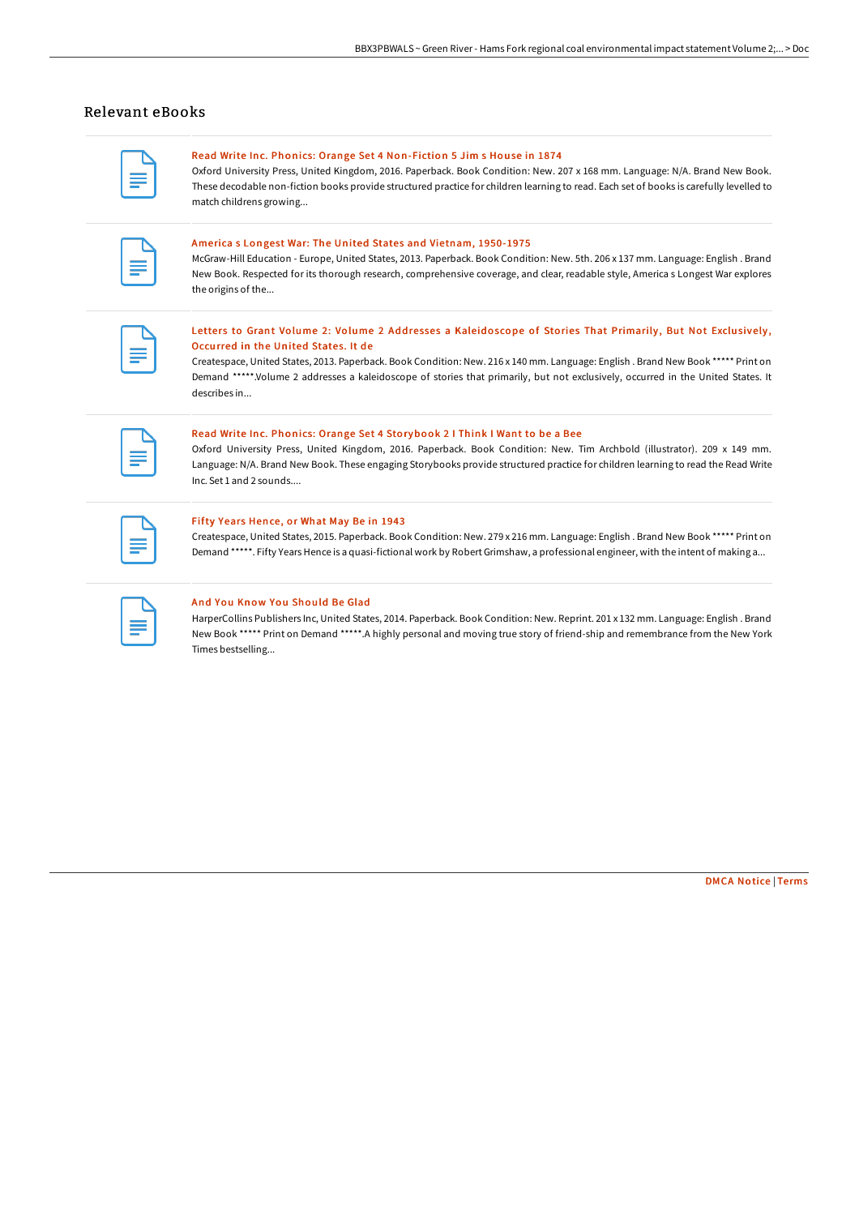## Relevant eBooks

### Read Write Inc. Phonics: Orange Set 4 Non-Fiction 5 Jim s House in 1874

Oxford University Press, United Kingdom, 2016. Paperback. Book Condition: New. 207 x 168 mm. Language: N/A. Brand New Book. These decodable non-fiction books provide structured practice for children learning to read. Each set of books is carefully levelled to match childrens growing...

### America s Longest War: The United States and Vietnam, 1950-1975

McGraw-Hill Education - Europe, United States, 2013. Paperback. Book Condition: New. 5th. 206 x 137 mm. Language: English . Brand New Book. Respected for its thorough research, comprehensive coverage, and clear, readable style, America s Longest War explores the origins of the...

### Letters to Grant Volume 2: Volume 2 Addresses a Kaleidoscope of Stories That Primarily, But Not Exclusively, Occurred in the United States. It de

Createspace, United States, 2013. Paperback. Book Condition: New. 216 x 140 mm. Language: English . Brand New Book ***** Print on Demand *****.Volume 2 addresses a kaleidoscope of stories that primarily, but not exclusively, occurred in the United States. It describes in...

### Read Write Inc. Phonics: Orange Set 4 Storybook 2 I Think I Want to be a Bee

Oxford University Press, United Kingdom, 2016. Paperback. Book Condition: New. Tim Archbold (illustrator). 209 x 149 mm. Language: N/A. Brand New Book. These engaging Storybooks provide structured practice for children learning to read the Read Write Inc. Set 1 and 2 sounds....

### Fifty Years Hence, or What May Be in 1943

Createspace, United States, 2015. Paperback. Book Condition: New. 279 x 216 mm. Language: English . Brand New Book ***** Print on Demand *****. Fifty Years Hence is a quasi-fictional work by Robert Grimshaw, a professional engineer, with the intent of making a...

### And You Know You Should Be Glad

HarperCollins Publishers Inc, United States, 2014. Paperback. Book Condition: New. Reprint. 201 x 132 mm. Language: English . Brand New Book ***** Print on Demand *****.A highly personal and moving true story of friend-ship and remembrance from the New York Times bestselling...

DMCA Notice | Terms